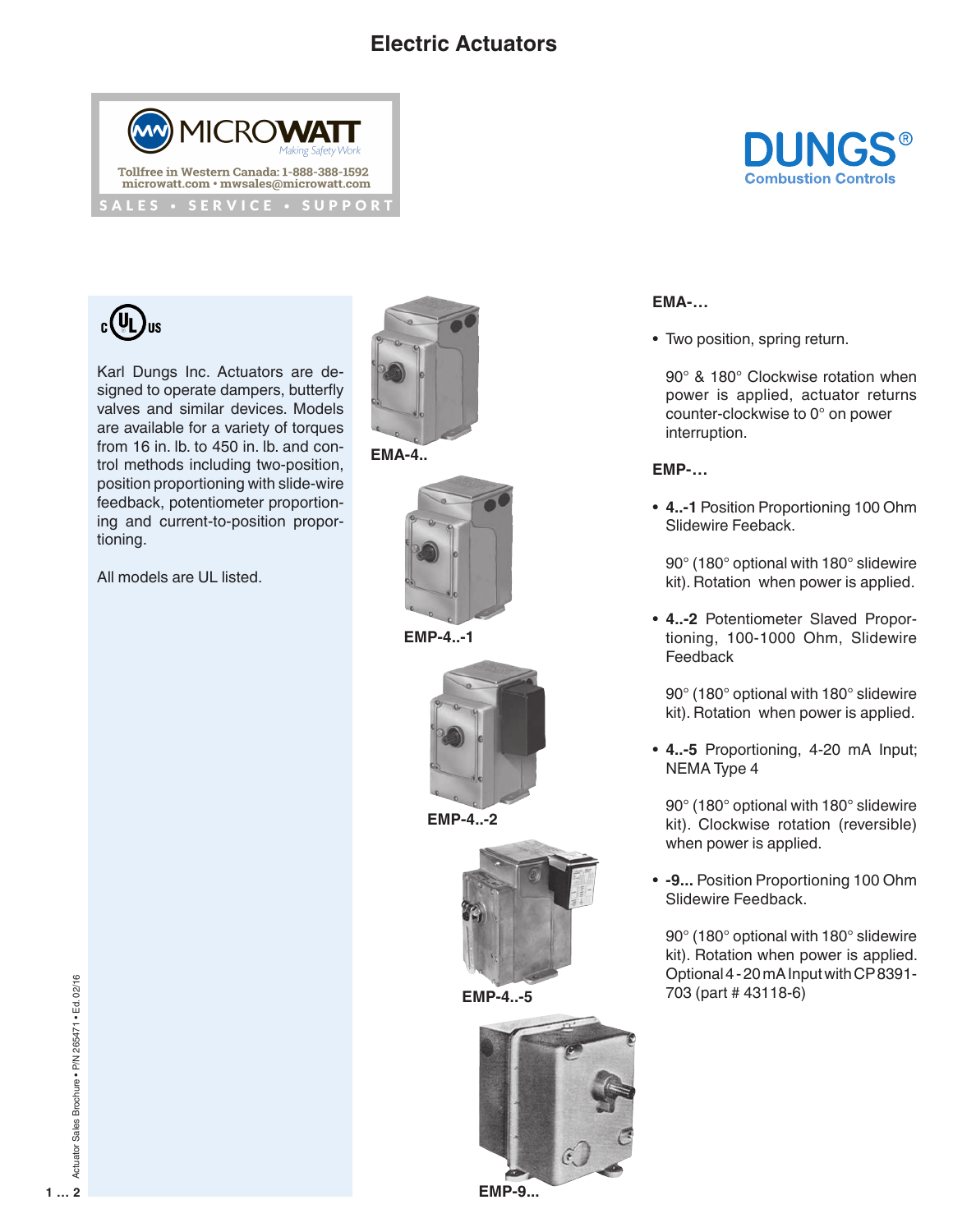# Electric Actuators

MICROWATT
Making Safety Work
Tollfree in Western Canada: 1-888-388-1592
microwatt.com • mwsales@microwatt.com
SALES • SERVICE • SUPPORT

DUNGS®
Combustion Controls

c UL us

Karl Dungs Inc. Actuators are designed to operate dampers, butterfly valves and similar devices. Models are available for a variety of torques from 16 in. lb. to 450 in. lb. and control methods including two-position, position proportioning with slide-wire feedback, potentiometer proportioning and current-to-position proportioning.

All models are UL listed.

EMA-4..

EMP-4..-1

EMP-4..-2

EMP-4..-5

EMP-9...

**EMA-…**

- Two position, spring return.

  90° & 180° Clockwise rotation when power is applied, actuator returns counter-clockwise to 0° on power interruption.

**EMP-…**

- **4..-1** Position Proportioning 100 Ohm Slidewire Feeback.

  90° (180° optional with 180° slidewire kit). Rotation when power is applied.

- **4..-2** Potentiometer Slaved Proportioning, 100-1000 Ohm, Slidewire Feedback

  90° (180° optional with 180° slidewire kit). Rotation when power is applied.

- **4..-5** Proportioning, 4-20 mA Input; NEMA Type 4

  90° (180° optional with 180° slidewire kit). Clockwise rotation (reversible) when power is applied.

- **-9...** Position Proportioning 100 Ohm Slidewire Feedback.

  90° (180° optional with 180° slidewire kit). Rotation when power is applied. Optional 4 - 20 mA Input with CP 8391-703 (part # 43118-6)

Actuator Sales Brochure • P/N 265471 • Ed. 02/16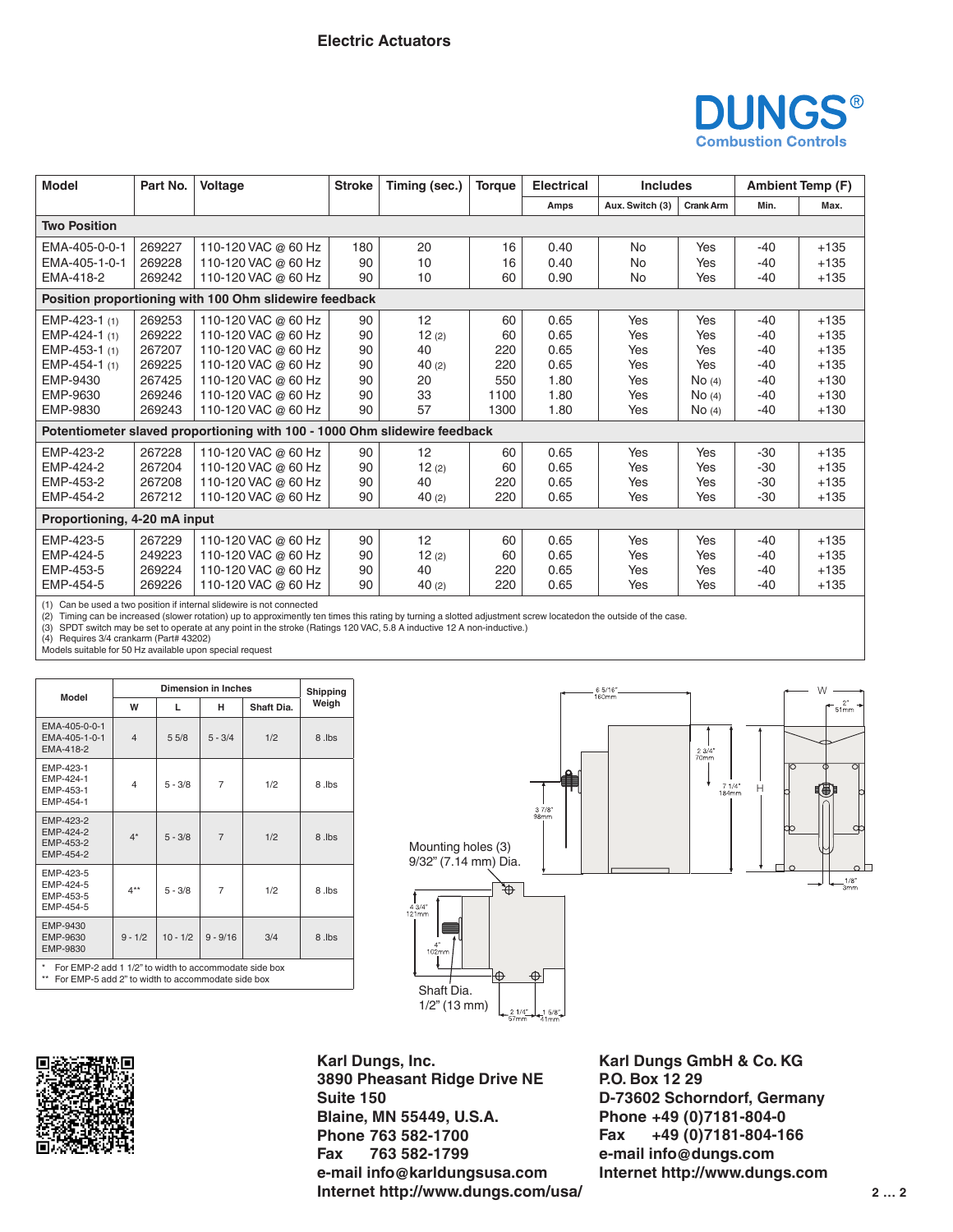# Electric Actuators

**DUNGS®**
Combustion Controls

| Model | Part No. | Voltage | Stroke | Timing (sec.) | Torque | Electrical | Includes | | Ambient Temp (F) | |
|---|---|---|---|---|---|---|---|---|---|---|
| | | | | | | Amps | Aux. Switch (3) | Crank Arm | Min. | Max. |
| **Two Position** | | | | | | | | | | |
| EMA-405-0-0-1 | 269227 | 110-120 VAC @ 60 Hz | 180 | 20 | 16 | 0.40 | No | Yes | -40 | +135 |
| EMA-405-1-0-1 | 269228 | 110-120 VAC @ 60 Hz | 90 | 10 | 16 | 0.40 | No | Yes | -40 | +135 |
| EMA-418-2 | 269242 | 110-120 VAC @ 60 Hz | 90 | 10 | 60 | 0.90 | No | Yes | -40 | +135 |
| **Position proportioning with 100 Ohm slidewire feedback** | | | | | | | | | | |
| EMP-423-1 (1) | 269253 | 110-120 VAC @ 60 Hz | 90 | 12 | 60 | 0.65 | Yes | Yes | -40 | +135 |
| EMP-424-1 (1) | 269222 | 110-120 VAC @ 60 Hz | 90 | 12 (2) | 60 | 0.65 | Yes | Yes | -40 | +135 |
| EMP-453-1 (1) | 267207 | 110-120 VAC @ 60 Hz | 90 | 40 | 220 | 0.65 | Yes | Yes | -40 | +135 |
| EMP-454-1 (1) | 269225 | 110-120 VAC @ 60 Hz | 90 | 40 (2) | 220 | 0.65 | Yes | Yes | -40 | +135 |
| EMP-9430 | 267425 | 110-120 VAC @ 60 Hz | 90 | 20 | 550 | 1.80 | Yes | No (4) | -40 | +130 |
| EMP-9630 | 269246 | 110-120 VAC @ 60 Hz | 90 | 33 | 1100 | 1.80 | Yes | No (4) | -40 | +130 |
| EMP-9830 | 269243 | 110-120 VAC @ 60 Hz | 90 | 57 | 1300 | 1.80 | Yes | No (4) | -40 | +130 |
| **Potentiometer slaved proportioning with 100 - 1000 Ohm slidewire feedback** | | | | | | | | | | |
| EMP-423-2 | 267228 | 110-120 VAC @ 60 Hz | 90 | 12 | 60 | 0.65 | Yes | Yes | -30 | +135 |
| EMP-424-2 | 267204 | 110-120 VAC @ 60 Hz | 90 | 12 (2) | 60 | 0.65 | Yes | Yes | -30 | +135 |
| EMP-453-2 | 267208 | 110-120 VAC @ 60 Hz | 90 | 40 | 220 | 0.65 | Yes | Yes | -30 | +135 |
| EMP-454-2 | 267212 | 110-120 VAC @ 60 Hz | 90 | 40 (2) | 220 | 0.65 | Yes | Yes | -30 | +135 |
| **Proportioning, 4-20 mA input** | | | | | | | | | | |
| EMP-423-5 | 267229 | 110-120 VAC @ 60 Hz | 90 | 12 | 60 | 0.65 | Yes | Yes | -40 | +135 |
| EMP-424-5 | 249223 | 110-120 VAC @ 60 Hz | 90 | 12 (2) | 60 | 0.65 | Yes | Yes | -40 | +135 |
| EMP-453-5 | 269224 | 110-120 VAC @ 60 Hz | 90 | 40 | 220 | 0.65 | Yes | Yes | -40 | +135 |
| EMP-454-5 | 269226 | 110-120 VAC @ 60 Hz | 90 | 40 (2) | 220 | 0.65 | Yes | Yes | -40 | +135 |

(1) Can be used a two position if internal slidewire is not connected
(2) Timing can be increased (slower rotation) up to approximently ten times this rating by turning a slotted adjustment screw locatedon the outside of the case.
(3) SPDT switch may be set to operate at any point in the stroke (Ratings 120 VAC, 5.8 A inductive 12 A non-inductive.)
(4) Requires 3/4 crankarm (Part# 43202)
Models suitable for 50 Hz available upon special request

| Model | Dimension in Inches | | | | Shipping Weigh |
|---|---|---|---|---|---|
| | W | L | H | Shaft Dia. | |
| EMA-405-0-0-1<br>EMA-405-1-0-1<br>EMA-418-2 | 4 | 5 5/8 | 5 - 3/4 | 1/2 | 8 .lbs |
| EMP-423-1<br>EMP-424-1<br>EMP-453-1<br>EMP-454-1 | 4 | 5 - 3/8 | 7 | 1/2 | 8 .lbs |
| EMP-423-2<br>EMP-424-2<br>EMP-453-2<br>EMP-454-2 | 4* | 5 - 3/8 | 7 | 1/2 | 8 .lbs |
| EMP-423-5<br>EMP-424-5<br>EMP-453-5<br>EMP-454-5 | 4** | 5 - 3/8 | 7 | 1/2 | 8 .lbs |
| EMP-9430<br>EMP-9630<br>EMP-9830 | 9 - 1/2 | 10 - 1/2 | 9 - 9/16 | 3/4 | 8 .lbs |

\* For EMP-2 add 1 1/2" to width to accommodate side box
\*\* For EMP-5 add 2" to width to accommodate side box

6 5/16" 160mm
2 3/4" 70mm
7 1/4" 184mm
H
W
2" 51mm
3 7/8" 98mm
1/8" 3mm
Mounting holes (3) 9/32" (7.14 mm) Dia.
4 3/4" 121mm
4" 102mm
Shaft Dia. 1/2" (13 mm)
2 1/4" 57mm
1 5/8" 41mm

**Karl Dungs, Inc.**
**3890 Pheasant Ridge Drive NE**
**Suite 150**
**Blaine, MN 55449, U.S.A.**
**Phone 763 582-1700**
**Fax 763 582-1799**
**e-mail info@karldungsusa.com**
**Internet http://www.dungs.com/usa/**

**Karl Dungs GmbH & Co. KG**
**P.O. Box 12 29**
**D-73602 Schorndorf, Germany**
**Phone +49 (0)7181-804-0**
**Fax +49 (0)7181-804-166**
**e-mail info@dungs.com**
**Internet http://www.dungs.com**